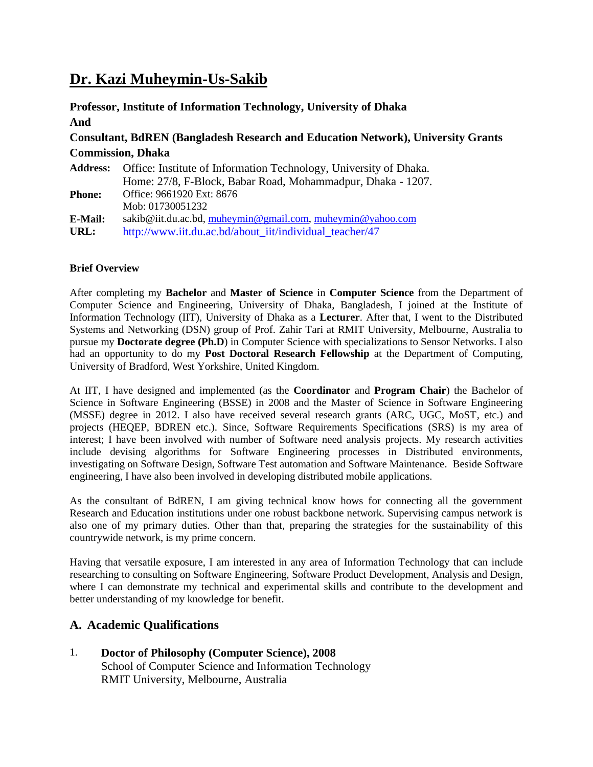# Dr. Kazi Muheymin-Us-Sakib

**Professor, Institute of Information Technology, University of Dhaka**
**And**
**Consultant, BdREN (Bangladesh Research and Education Network), University Grants Commission, Dhaka**

**Address:** Office: Institute of Information Technology, University of Dhaka.
Home: 27/8, F-Block, Babar Road, Mohammadpur, Dhaka - 1207.
**Phone:** Office: 9661920 Ext: 8676
Mob: 01730051232
**E-Mail:** sakib@iit.du.ac.bd, muheymin@gmail.com, muheymin@yahoo.com
**URL:** http://www.iit.du.ac.bd/about_iit/individual_teacher/47

**Brief Overview**

After completing my **Bachelor** and **Master of Science** in **Computer Science** from the Department of Computer Science and Engineering, University of Dhaka, Bangladesh, I joined at the Institute of Information Technology (IIT), University of Dhaka as a **Lecturer**. After that, I went to the Distributed Systems and Networking (DSN) group of Prof. Zahir Tari at RMIT University, Melbourne, Australia to pursue my **Doctorate degree (Ph.D**) in Computer Science with specializations to Sensor Networks. I also had an opportunity to do my **Post Doctoral Research Fellowship** at the Department of Computing, University of Bradford, West Yorkshire, United Kingdom.

At IIT, I have designed and implemented (as the **Coordinator** and **Program Chair**) the Bachelor of Science in Software Engineering (BSSE) in 2008 and the Master of Science in Software Engineering (MSSE) degree in 2012. I also have received several research grants (ARC, UGC, MoST, etc.) and projects (HEQEP, BDREN etc.). Since, Software Requirements Specifications (SRS) is my area of interest; I have been involved with number of Software need analysis projects. My research activities include devising algorithms for Software Engineering processes in Distributed environments, investigating on Software Design, Software Test automation and Software Maintenance. Beside Software engineering, I have also been involved in developing distributed mobile applications.

As the consultant of BdREN, I am giving technical know hows for connecting all the government Research and Education institutions under one robust backbone network. Supervising campus network is also one of my primary duties. Other than that, preparing the strategies for the sustainability of this countrywide network, is my prime concern.

Having that versatile exposure, I am interested in any area of Information Technology that can include researching to consulting on Software Engineering, Software Product Development, Analysis and Design, where I can demonstrate my technical and experimental skills and contribute to the development and better understanding of my knowledge for benefit.

## A. Academic Qualifications

1. **Doctor of Philosophy (Computer Science), 2008**
   School of Computer Science and Information Technology
   RMIT University, Melbourne, Australia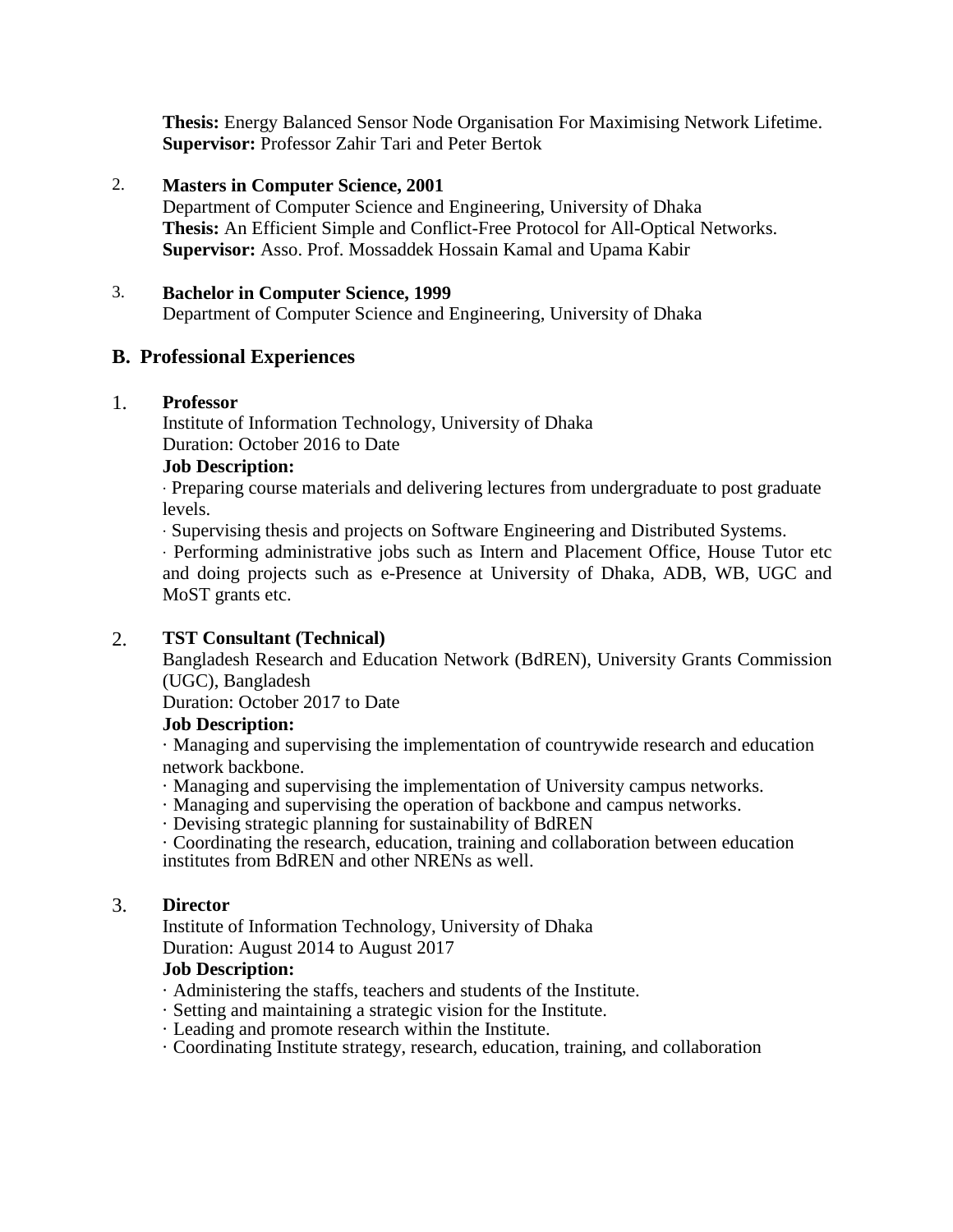**Thesis:** Energy Balanced Sensor Node Organisation For Maximising Network Lifetime.
**Supervisor:** Professor Zahir Tari and Peter Bertok

2. **Masters in Computer Science, 2001**
   Department of Computer Science and Engineering, University of Dhaka
   **Thesis:** An Efficient Simple and Conflict-Free Protocol for All-Optical Networks.
   **Supervisor:** Asso. Prof. Mossaddek Hossain Kamal and Upama Kabir

3. **Bachelor in Computer Science, 1999**
   Department of Computer Science and Engineering, University of Dhaka

## B. Professional Experiences

1. **Professor**
   Institute of Information Technology, University of Dhaka
   Duration: October 2016 to Date
   **Job Description:**
   · Preparing course materials and delivering lectures from undergraduate to post graduate levels.
   · Supervising thesis and projects on Software Engineering and Distributed Systems.
   · Performing administrative jobs such as Intern and Placement Office, House Tutor etc and doing projects such as e-Presence at University of Dhaka, ADB, WB, UGC and MoST grants etc.

2. **TST Consultant (Technical)**
   Bangladesh Research and Education Network (BdREN), University Grants Commission (UGC), Bangladesh
   Duration: October 2017 to Date
   **Job Description:**
   · Managing and supervising the implementation of countrywide research and education network backbone.
   · Managing and supervising the implementation of University campus networks.
   · Managing and supervising the operation of backbone and campus networks.
   · Devising strategic planning for sustainability of BdREN
   · Coordinating the research, education, training and collaboration between education institutes from BdREN and other NRENs as well.

3. **Director**
   Institute of Information Technology, University of Dhaka
   Duration: August 2014 to August 2017
   **Job Description:**
   · Administering the staffs, teachers and students of the Institute.
   · Setting and maintaining a strategic vision for the Institute.
   · Leading and promote research within the Institute.
   · Coordinating Institute strategy, research, education, training, and collaboration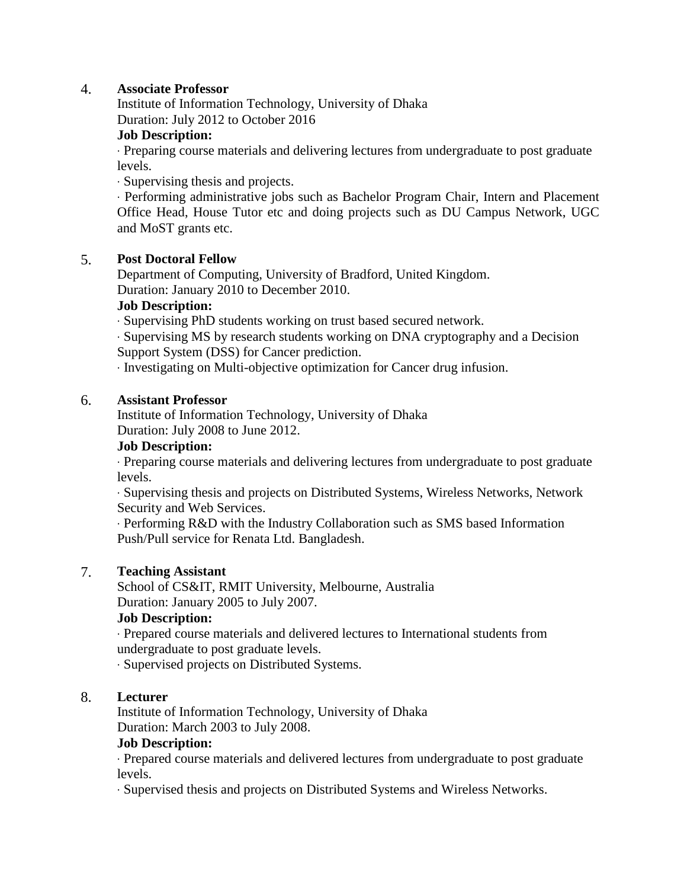4. **Associate Professor**
   Institute of Information Technology, University of Dhaka
   Duration: July 2012 to October 2016
   **Job Description:**
   · Preparing course materials and delivering lectures from undergraduate to post graduate levels.
   · Supervising thesis and projects.
   · Performing administrative jobs such as Bachelor Program Chair, Intern and Placement Office Head, House Tutor etc and doing projects such as DU Campus Network, UGC and MoST grants etc.

5. **Post Doctoral Fellow**
   Department of Computing, University of Bradford, United Kingdom.
   Duration: January 2010 to December 2010.
   **Job Description:**
   · Supervising PhD students working on trust based secured network.
   · Supervising MS by research students working on DNA cryptography and a Decision Support System (DSS) for Cancer prediction.
   · Investigating on Multi-objective optimization for Cancer drug infusion.

6. **Assistant Professor**
   Institute of Information Technology, University of Dhaka
   Duration: July 2008 to June 2012.
   **Job Description:**
   · Preparing course materials and delivering lectures from undergraduate to post graduate levels.
   · Supervising thesis and projects on Distributed Systems, Wireless Networks, Network Security and Web Services.
   · Performing R&D with the Industry Collaboration such as SMS based Information Push/Pull service for Renata Ltd. Bangladesh.

7. **Teaching Assistant**
   School of CS&IT, RMIT University, Melbourne, Australia
   Duration: January 2005 to July 2007.
   **Job Description:**
   · Prepared course materials and delivered lectures to International students from undergraduate to post graduate levels.
   · Supervised projects on Distributed Systems.

8. **Lecturer**
   Institute of Information Technology, University of Dhaka
   Duration: March 2003 to July 2008.
   **Job Description:**
   · Prepared course materials and delivered lectures from undergraduate to post graduate levels.
   · Supervised thesis and projects on Distributed Systems and Wireless Networks.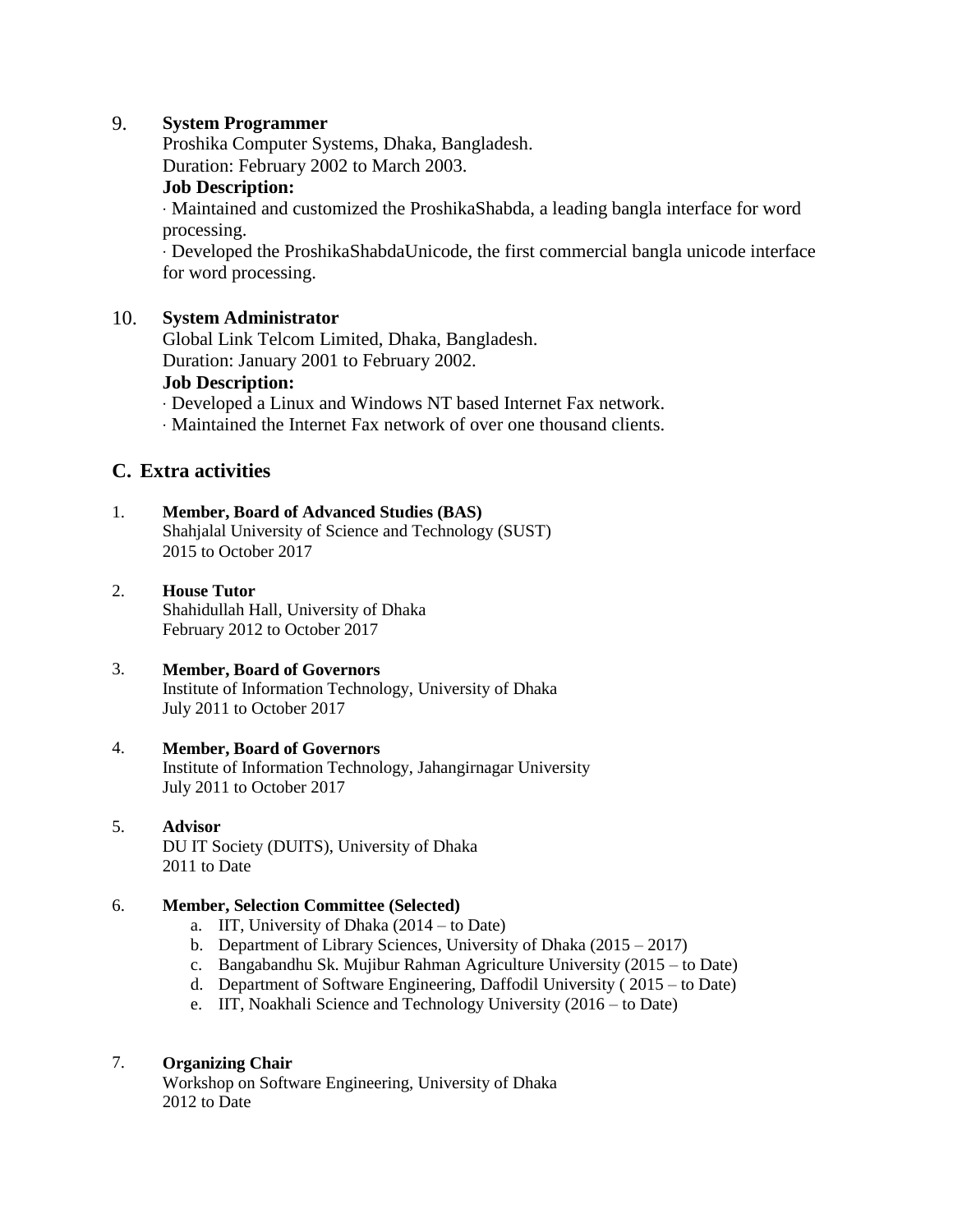9. **System Programmer**
   Proshika Computer Systems, Dhaka, Bangladesh.
   Duration: February 2002 to March 2003.
   **Job Description:**
   · Maintained and customized the ProshikaShabda, a leading bangla interface for word processing.
   · Developed the ProshikaShabdaUnicode, the first commercial bangla unicode interface for word processing.

10. **System Administrator**
    Global Link Telcom Limited, Dhaka, Bangladesh.
    Duration: January 2001 to February 2002.
    **Job Description:**
    · Developed a Linux and Windows NT based Internet Fax network.
    · Maintained the Internet Fax network of over one thousand clients.

## C. Extra activities

1. **Member, Board of Advanced Studies (BAS)**
   Shahjalal University of Science and Technology (SUST)
   2015 to October 2017

2. **House Tutor**
   Shahidullah Hall, University of Dhaka
   February 2012 to October 2017

3. **Member, Board of Governors**
   Institute of Information Technology, University of Dhaka
   July 2011 to October 2017

4. **Member, Board of Governors**
   Institute of Information Technology, Jahangirnagar University
   July 2011 to October 2017

5. **Advisor**
   DU IT Society (DUITS), University of Dhaka
   2011 to Date

6. **Member, Selection Committee (Selected)**
   a. IIT, University of Dhaka (2014 – to Date)
   b. Department of Library Sciences, University of Dhaka (2015 – 2017)
   c. Bangabandhu Sk. Mujibur Rahman Agriculture University (2015 – to Date)
   d. Department of Software Engineering, Daffodil University ( 2015 – to Date)
   e. IIT, Noakhali Science and Technology University (2016 – to Date)

7. **Organizing Chair**
   Workshop on Software Engineering, University of Dhaka
   2012 to Date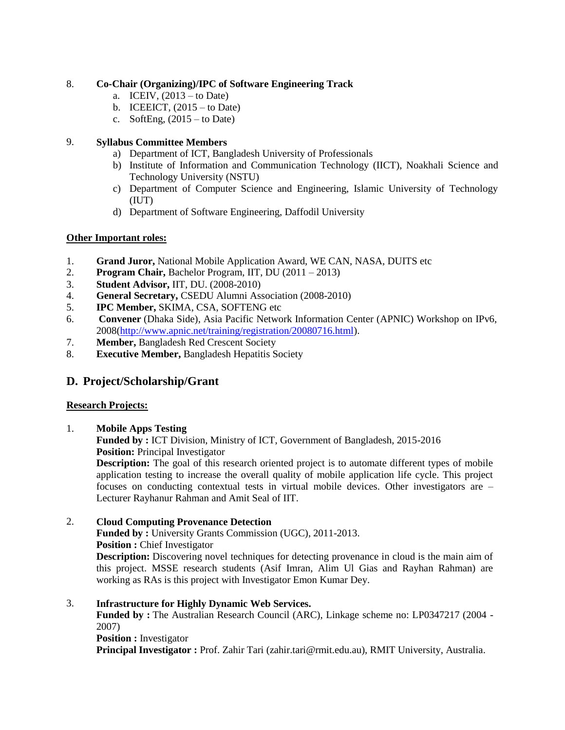8. **Co-Chair (Organizing)/IPC of Software Engineering Track**
    a. ICEIV, (2013 – to Date)
    b. ICEEICT, (2015 – to Date)
    c. SoftEng, (2015 – to Date)

9. **Syllabus Committee Members**
    a) Department of ICT, Bangladesh University of Professionals
    b) Institute of Information and Communication Technology (IICT), Noakhali Science and Technology University (NSTU)
    c) Department of Computer Science and Engineering, Islamic University of Technology (IUT)
    d) Department of Software Engineering, Daffodil University

**<u>Other Important roles:</u>**

1. **Grand Juror,** National Mobile Application Award, WE CAN, NASA, DUITS etc
2. **Program Chair,** Bachelor Program, IIT, DU (2011 – 2013)
3. **Student Advisor,** IIT, DU. (2008-2010)
4. **General Secretary,** CSEDU Alumni Association (2008-2010)
5. **IPC Member,** SKIMA, CSA, SOFTENG etc
6. **Convener** (Dhaka Side), Asia Pacific Network Information Center (APNIC) Workshop on IPv6, 2008([http://www.apnic.net/training/registration/20080716.html](http://www.apnic.net/training/registration/20080716.html)).
7. **Member,** Bangladesh Red Crescent Society
8. **Executive Member,** Bangladesh Hepatitis Society

## D. Project/Scholarship/Grant

**<u>Research Projects:</u>**

1. **Mobile Apps Testing**
   **Funded by :** ICT Division, Ministry of ICT, Government of Bangladesh, 2015-2016
   **Position:** Principal Investigator
   **Description:** The goal of this research oriented project is to automate different types of mobile application testing to increase the overall quality of mobile application life cycle. This project focuses on conducting contextual tests in virtual mobile devices. Other investigators are – Lecturer Rayhanur Rahman and Amit Seal of IIT.

2. **Cloud Computing Provenance Detection**
   **Funded by :** University Grants Commission (UGC), 2011-2013.
   **Position :** Chief Investigator
   **Description:** Discovering novel techniques for detecting provenance in cloud is the main aim of this project. MSSE research students (Asif Imran, Alim Ul Gias and Rayhan Rahman) are working as RAs is this project with Investigator Emon Kumar Dey.

3. **Infrastructure for Highly Dynamic Web Services.**
   **Funded by :** The Australian Research Council (ARC), Linkage scheme no: LP0347217 (2004 - 2007)
   **Position :** Investigator
   **Principal Investigator :** Prof. Zahir Tari (zahir.tari@rmit.edu.au), RMIT University, Australia.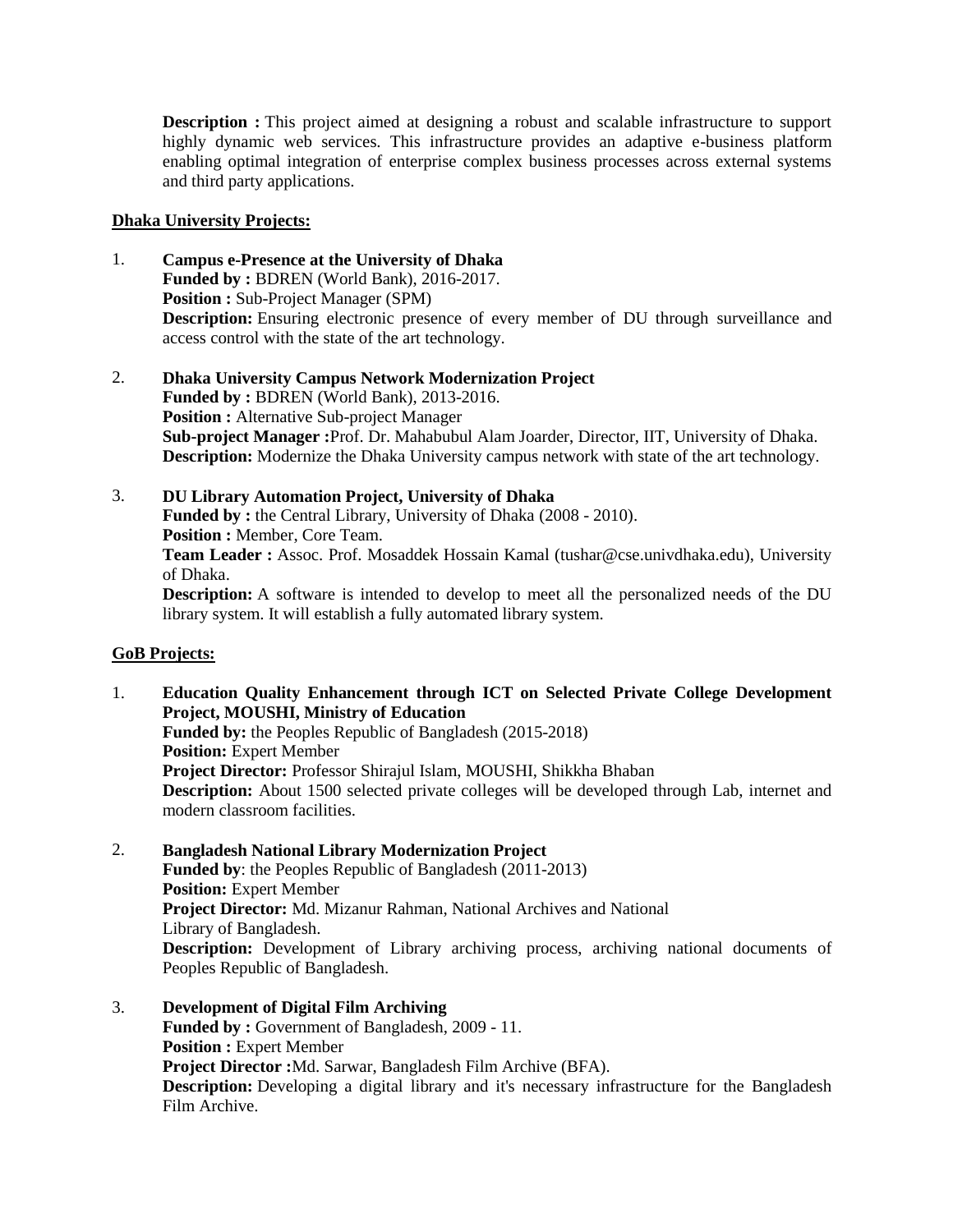**Description :** This project aimed at designing a robust and scalable infrastructure to support highly dynamic web services. This infrastructure provides an adaptive e-business platform enabling optimal integration of enterprise complex business processes across external systems and third party applications.

**Dhaka University Projects:**

1. **Campus e-Presence at the University of Dhaka**
   **Funded by :** BDREN (World Bank), 2016-2017.
   **Position :** Sub-Project Manager (SPM)
   **Description:** Ensuring electronic presence of every member of DU through surveillance and access control with the state of the art technology.

2. **Dhaka University Campus Network Modernization Project**
   **Funded by :** BDREN (World Bank), 2013-2016.
   **Position :** Alternative Sub-project Manager
   **Sub-project Manager :**Prof. Dr. Mahabubul Alam Joarder, Director, IIT, University of Dhaka.
   **Description:** Modernize the Dhaka University campus network with state of the art technology.

3. **DU Library Automation Project, University of Dhaka**
   **Funded by :** the Central Library, University of Dhaka (2008 - 2010).
   **Position :** Member, Core Team.
   **Team Leader :** Assoc. Prof. Mosaddek Hossain Kamal (tushar@cse.univdhaka.edu), University of Dhaka.
   **Description:** A software is intended to develop to meet all the personalized needs of the DU library system. It will establish a fully automated library system.

**GoB Projects:**

1. **Education Quality Enhancement through ICT on Selected Private College Development Project, MOUSHI, Ministry of Education**
   **Funded by:** the Peoples Republic of Bangladesh (2015-2018)
   **Position:** Expert Member
   **Project Director:** Professor Shirajul Islam, MOUSHI, Shikkha Bhaban
   **Description:** About 1500 selected private colleges will be developed through Lab, internet and modern classroom facilities.

2. **Bangladesh National Library Modernization Project**
   **Funded by**: the Peoples Republic of Bangladesh (2011-2013)
   **Position:** Expert Member
   **Project Director:** Md. Mizanur Rahman, National Archives and National Library of Bangladesh.
   **Description:** Development of Library archiving process, archiving national documents of Peoples Republic of Bangladesh.

3. **Development of Digital Film Archiving**
   **Funded by :** Government of Bangladesh, 2009 - 11.
   **Position :** Expert Member
   **Project Director :**Md. Sarwar, Bangladesh Film Archive (BFA).
   **Description:** Developing a digital library and it's necessary infrastructure for the Bangladesh Film Archive.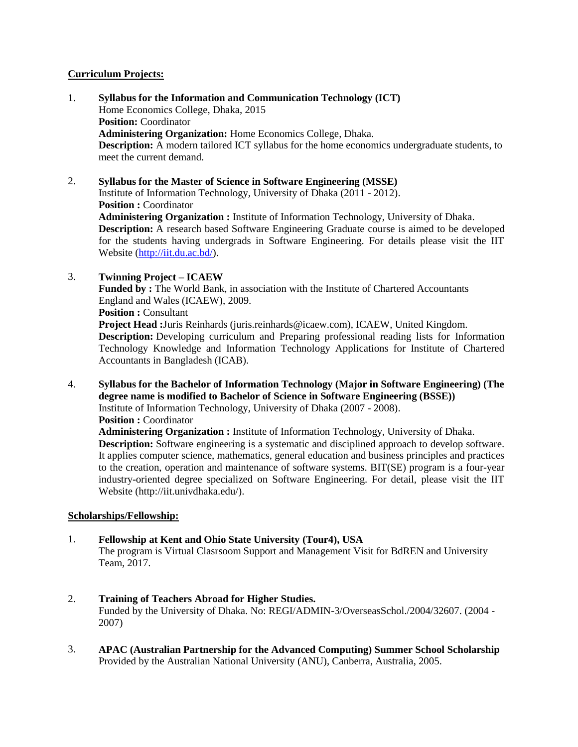**Curriculum Projects:**

1. **Syllabus for the Information and Communication Technology (ICT)**
   Home Economics College, Dhaka, 2015
   **Position:** Coordinator
   **Administering Organization:** Home Economics College, Dhaka.
   **Description:** A modern tailored ICT syllabus for the home economics undergraduate students, to meet the current demand.

2. **Syllabus for the Master of Science in Software Engineering (MSSE)**
   Institute of Information Technology, University of Dhaka (2011 - 2012).
   **Position :** Coordinator
   **Administering Organization :** Institute of Information Technology, University of Dhaka.
   **Description:** A research based Software Engineering Graduate course is aimed to be developed for the students having undergrads in Software Engineering. For details please visit the IIT Website (http://iit.du.ac.bd/).

3. **Twinning Project – ICAEW**
   **Funded by :** The World Bank, in association with the Institute of Chartered Accountants England and Wales (ICAEW), 2009.
   **Position :** Consultant
   **Project Head :**Juris Reinhards (juris.reinhards@icaew.com), ICAEW, United Kingdom.
   **Description:** Developing curriculum and Preparing professional reading lists for Information Technology Knowledge and Information Technology Applications for Institute of Chartered Accountants in Bangladesh (ICAB).

4. **Syllabus for the Bachelor of Information Technology (Major in Software Engineering) (The degree name is modified to Bachelor of Science in Software Engineering (BSSE))**
   Institute of Information Technology, University of Dhaka (2007 - 2008).
   **Position :** Coordinator
   **Administering Organization :** Institute of Information Technology, University of Dhaka.
   **Description:** Software engineering is a systematic and disciplined approach to develop software. It applies computer science, mathematics, general education and business principles and practices to the creation, operation and maintenance of software systems. BIT(SE) program is a four-year industry-oriented degree specialized on Software Engineering. For detail, please visit the IIT Website (http://iit.univdhaka.edu/).

**Scholarships/Fellowship:**

1. **Fellowship at Kent and Ohio State University (Tour4), USA**
   The program is Virtual Clasrsoom Support and Management Visit for BdREN and University Team, 2017.

2. **Training of Teachers Abroad for Higher Studies.**
   Funded by the University of Dhaka. No: REGI/ADMIN-3/OverseasSchol./2004/32607. (2004 - 2007)

3. **APAC (Australian Partnership for the Advanced Computing) Summer School Scholarship**
   Provided by the Australian National University (ANU), Canberra, Australia, 2005.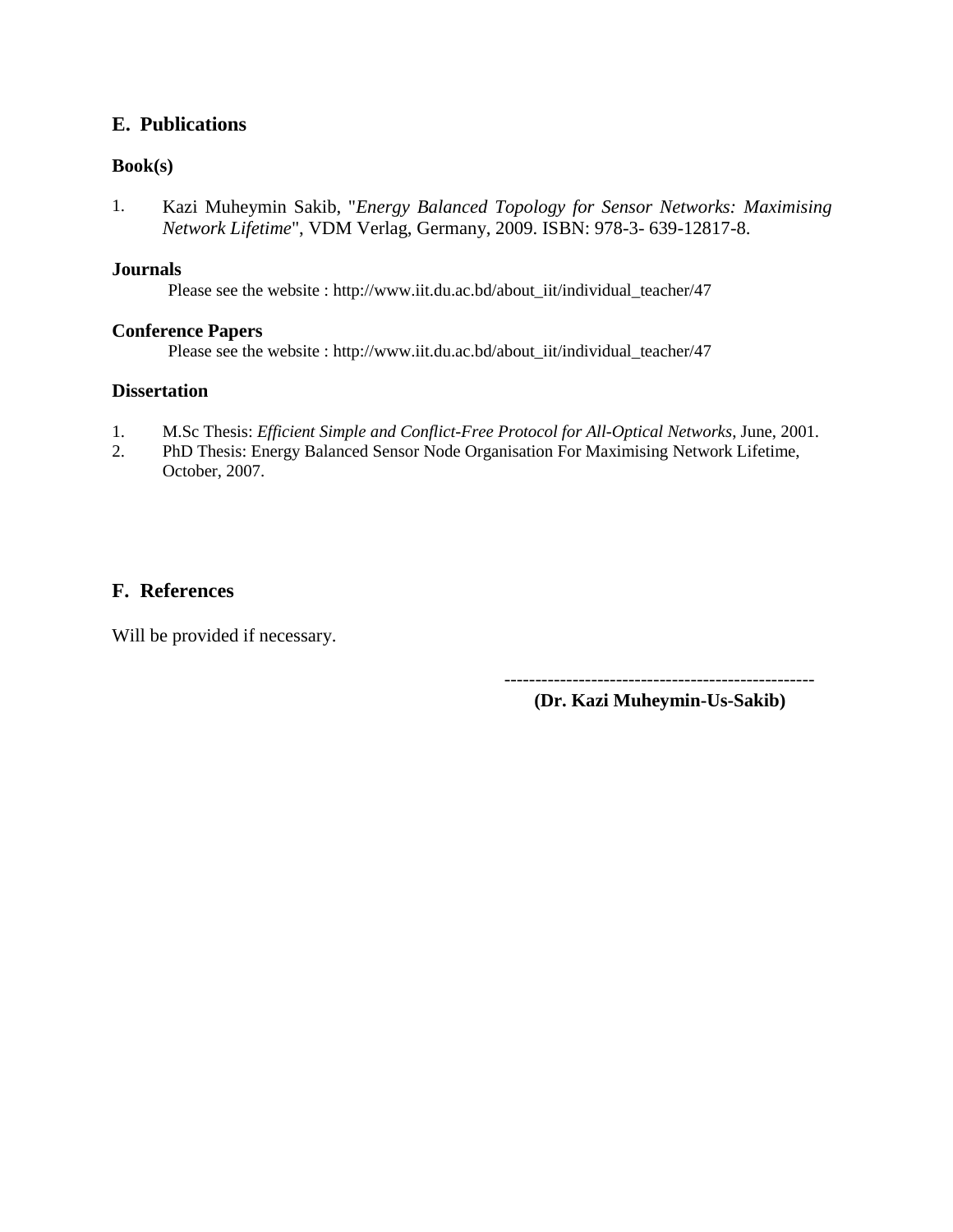## E. Publications

### Book(s)

1. Kazi Muheymin Sakib, "*Energy Balanced Topology for Sensor Networks: Maximising Network Lifetime*", VDM Verlag, Germany, 2009. ISBN: 978-3- 639-12817-8.

### Journals

Please see the website : http://www.iit.du.ac.bd/about_iit/individual_teacher/47

### Conference Papers

Please see the website : http://www.iit.du.ac.bd/about_iit/individual_teacher/47

### Dissertation

1. M.Sc Thesis: *Efficient Simple and Conflict-Free Protocol for All-Optical Networks*, June, 2001.
2. PhD Thesis: Energy Balanced Sensor Node Organisation For Maximising Network Lifetime, October, 2007.

## F. References

Will be provided if necessary.

--------------------------------------------------

**(Dr. Kazi Muheymin-Us-Sakib)**